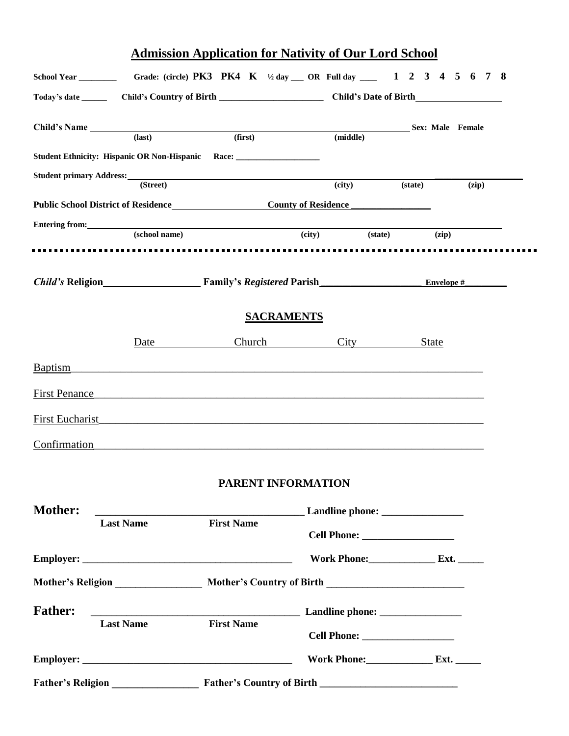# Admission Application for Nativity of Our Lord School

**School Year _________ Grade: (circle) PK3 PK4 K ½ day ___ OR Full day ____ 1 2 3 4 5 6 7 8**

**Today's date ______ Child's Country of Birth ________________________ Child's Date of Birth__________________**

**Child's Name ________________________________________________________________ Sex: Male Female**
**(last) (first) (middle)**

**Student Ethnicity: Hispanic OR Non-Hispanic Race: ____________________**

**Student primary Address:__________________________________________________________________________**
**(Street) (city) (state) (zip)**

**Public School District of Residence____________________ County of Residence _________________**

**Entering from:__________________________________________________________________________________**
**(school name) (city) (state) (zip)**

---

***Child's* Religion___________________ Family's *Registered* Parish____________________ Envelope #_________**

## SACRAMENTS

| | Date | Church | City | State |
|---|---|---|---|---|
| Baptism | | | | |
| First Penance | | | | |
| First Eucharist | | | | |
| Confirmation | | | | |

## PARENT INFORMATION

**Mother:** ________________________________________ **Landline phone: ________________**
**Last Name First Name**
**Cell Phone: __________________**

**Employer: _________________________________________ Work Phone:_____________ Ext. _____**

**Mother's Religion _________________ Mother's Country of Birth ___________________________**

**Father:** ________________________________________ **Landline phone: ________________**
**Last Name First Name**
**Cell Phone: __________________**

**Employer: _________________________________________ Work Phone:_____________ Ext. _____**

**Father's Religion _________________ Father's Country of Birth ___________________________**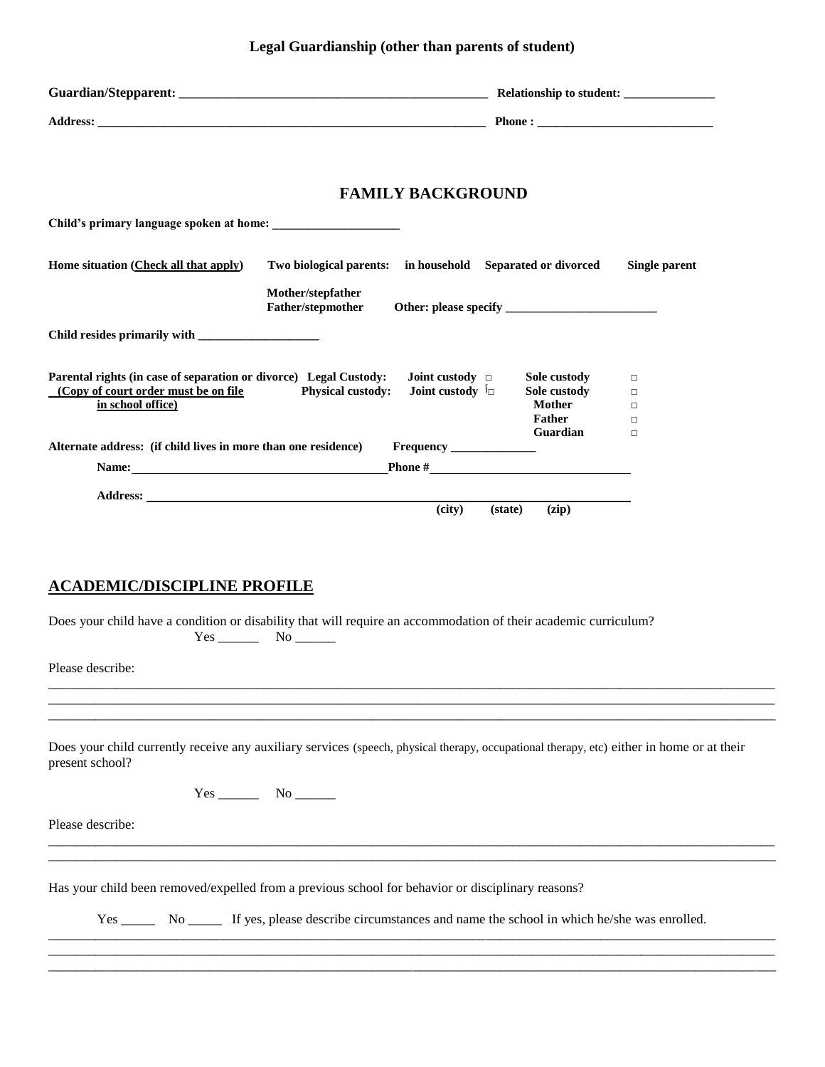**Legal Guardianship (other than parents of student)**

**Guardian/Stepparent: ________________________________________________ Relationship to student: ______________**

**Address: _______________________________________________________________ Phone : ____________________________**

## FAMILY BACKGROUND

**Child's primary language spoken at home: ____________________**

**Home situation (Check all that apply)** **Two biological parents: in household Separated or divorced Single parent**

**Mother/stepfather**
**Father/stepmother Other: please specify ________________________**

**Child resides primarily with ___________________**

**Parental rights (in case of separation or divorce) Legal Custody: Joint custody □ Sole custody □**
**(Copy of court order must be on file in school office) Physical custody: Joint custody □ Sole custody □**
**Mother □**
**Father □**
**Guardian □**

**Alternate address: (if child lives in more than one residence) Frequency ______________**

**Name:** ________________________________________ **Phone #** ________________________________

**Address:** ________________________________________________________________________
**(city) (state) (zip)**

## ACADEMIC/DISCIPLINE PROFILE

Does your child have a condition or disability that will require an accommodation of their academic curriculum?
Yes ______ No ______

Please describe:
____________________________________________________________________________________________________
____________________________________________________________________________________________________
____________________________________________________________________________________________________

Does your child currently receive any auxiliary services (speech, physical therapy, occupational therapy, etc) either in home or at their present school?

Yes ______ No ______

Please describe:
____________________________________________________________________________________________________
____________________________________________________________________________________________________

Has your child been removed/expelled from a previous school for behavior or disciplinary reasons?

Yes _____ No _____ If yes, please describe circumstances and name the school in which he/she was enrolled.
____________________________________________________________________________________________________
____________________________________________________________________________________________________
____________________________________________________________________________________________________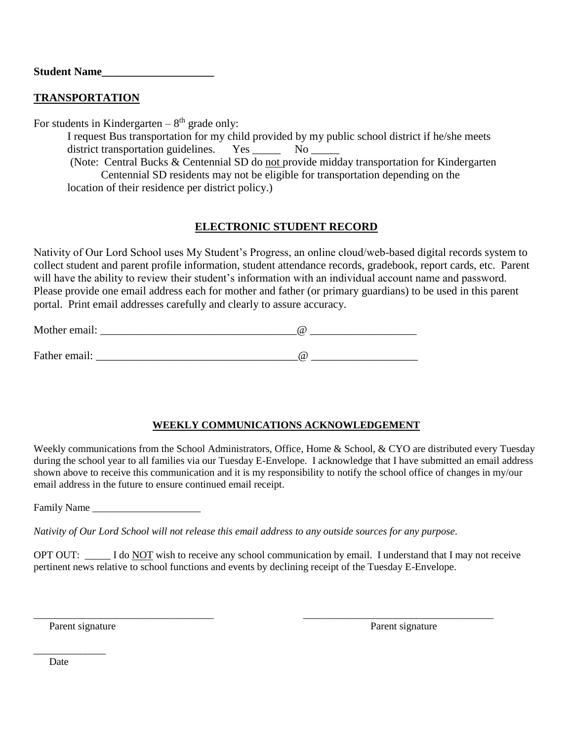**Student Name____________________**

## TRANSPORTATION

For students in Kindergarten – 8th grade only:

I request Bus transportation for my child provided by my public school district if he/she meets district transportation guidelines. Yes _____ No _____

(Note: Central Bucks & Centennial SD do not provide midday transportation for Kindergarten Centennial SD residents may not be eligible for transportation depending on the location of their residence per district policy.)

## ELECTRONIC STUDENT RECORD

Nativity of Our Lord School uses My Student's Progress, an online cloud/web-based digital records system to collect student and parent profile information, student attendance records, gradebook, report cards, etc. Parent will have the ability to review their student's information with an individual account name and password. Please provide one email address each for mother and father (or primary guardians) to be used in this parent portal. Print email addresses carefully and clearly to assure accuracy.

Mother email: ___________________________________@ ___________________

Father email: ____________________________________@ ___________________

## WEEKLY COMMUNICATIONS ACKNOWLEDGEMENT

Weekly communications from the School Administrators, Office, Home & School, & CYO are distributed every Tuesday during the school year to all families via our Tuesday E-Envelope. I acknowledge that I have submitted an email address shown above to receive this communication and it is my responsibility to notify the school office of changes in my/our email address in the future to ensure continued email receipt.

Family Name _____________________

*Nativity of Our Lord School will not release this email address to any outside sources for any purpose.*

OPT OUT: _____ I do NOT wish to receive any school communication by email. I understand that I may not receive pertinent news relative to school functions and events by declining receipt of the Tuesday E-Envelope.

___________________________________ ______________________________________

Parent signature Parent signature

______________

Date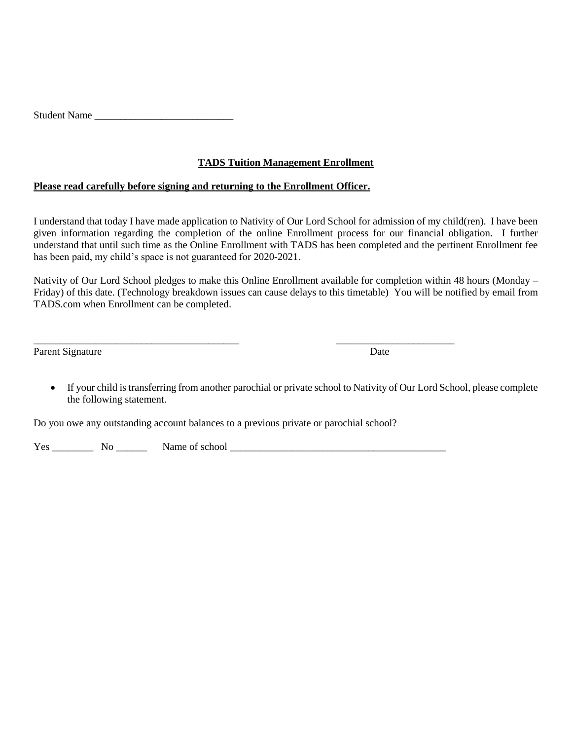Student Name ___________________________

**TADS Tuition Management Enrollment**

**Please read carefully before signing and returning to the Enrollment Officer.**

I understand that today I have made application to Nativity of Our Lord School for admission of my child(ren). I have been given information regarding the completion of the online Enrollment process for our financial obligation. I further understand that until such time as the Online Enrollment with TADS has been completed and the pertinent Enrollment fee has been paid, my child's space is not guaranteed for 2020-2021.

Nativity of Our Lord School pledges to make this Online Enrollment available for completion within 48 hours (Monday – Friday) of this date. (Technology breakdown issues can cause delays to this timetable) You will be notified by email from TADS.com when Enrollment can be completed.

________________________________________ _______________________

Parent Signature Date

- If your child is transferring from another parochial or private school to Nativity of Our Lord School, please complete the following statement.

Do you owe any outstanding account balances to a previous private or parochial school?

Yes ________ No ______ Name of school ___________________________________________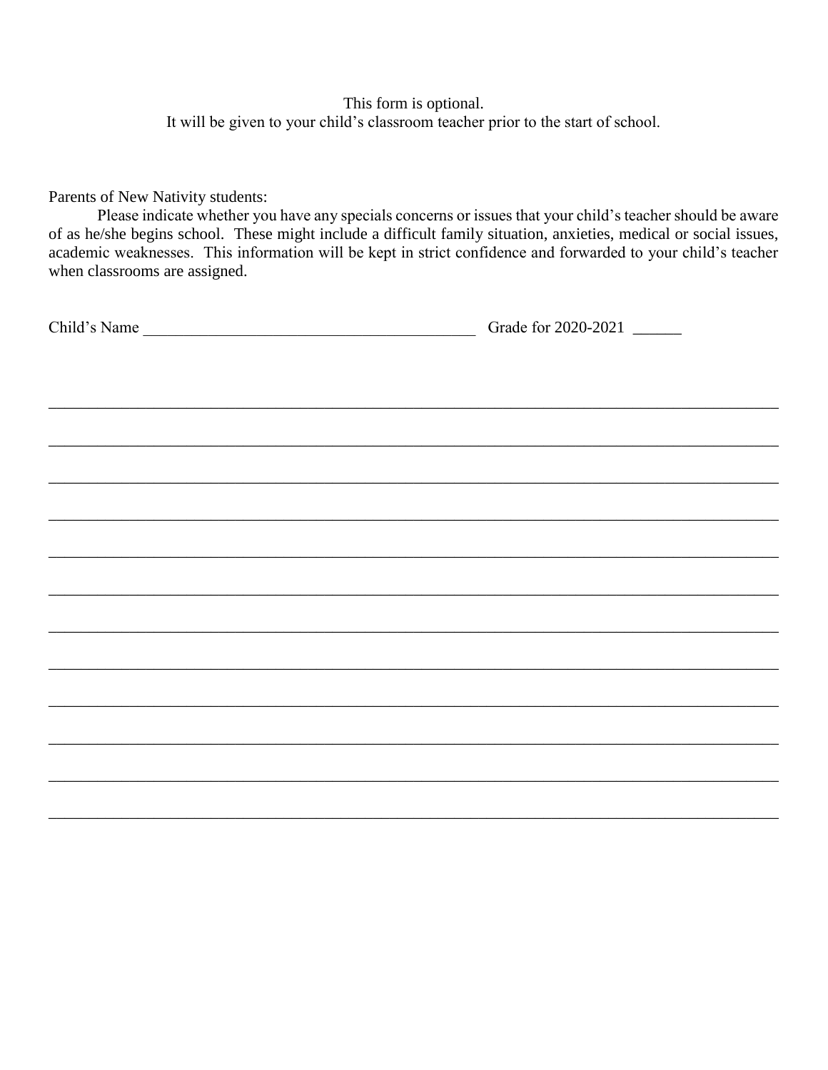This form is optional.
It will be given to your child's classroom teacher prior to the start of school.

Parents of New Nativity students:

Please indicate whether you have any specials concerns or issues that your child's teacher should be aware of as he/she begins school. These might include a difficult family situation, anxieties, medical or social issues, academic weaknesses. This information will be kept in strict confidence and forwarded to your child's teacher when classrooms are assigned.

Child's Name __________________________________________ Grade for 2020-2021 ______

______________________________________________________________________________

______________________________________________________________________________

______________________________________________________________________________

______________________________________________________________________________

______________________________________________________________________________

______________________________________________________________________________

______________________________________________________________________________

______________________________________________________________________________

______________________________________________________________________________

______________________________________________________________________________

______________________________________________________________________________

______________________________________________________________________________